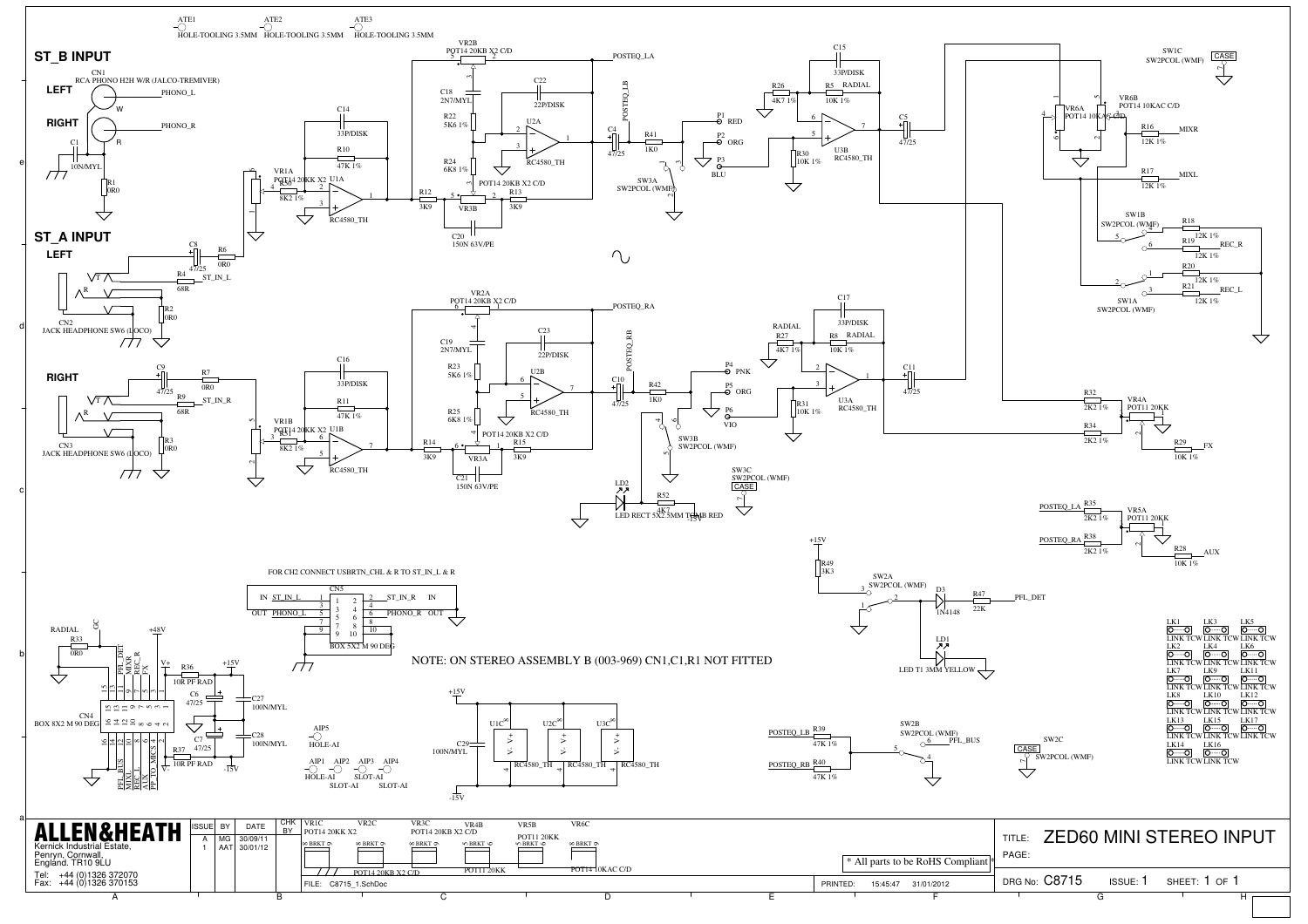## ST_B INPUT

CN1
RCA PHONO H2H W/R (JALCO-TREMIVER)

LEFT — PHONO_L

RIGHT — PHONO_R

C1 10N/MYL — R1 0R0

## ST_A INPUT

LEFT — C8 47/25, R6 0R0, R4 68R ST_IN_L, R2 0R0

CN2
JACK HEADPHONE SW6 (LOCO)

RIGHT — C9 47/25, R7 0R0, R9 68R ST_IN_R, R3 0R0

CN3
JACK HEADPHONE SW6 (LOCO)

ATE1 HOLE-TOOLING 3.5MM — ATE2 HOLE-TOOLING 3.5MM — ATE3 HOLE-TOOLING 3.5MM

VR1A POT14 20KB X2 C/D, R30 8K2 1%, U1A RC4580_TH, C14 33P/DISK, R10 47K 1%

VR1B POT14 20KB X2 C/D, R31 8K2 1%, U1B RC4580_TH, C16 33P/DISK, R11 47K 1%

VR2B POT14 20KB X2 C/D, C18 2N7/MYL, R22 5K6 1%, R24 6K8 1%, C22 22P/DISK, U2A RC4580_TH, R12 3K9, VR3B POT14 20KB X2 C/D, R13 3K9, C20 150N 63V/PE — POSTEQ_LA, POSTEQ_LB

VR2A POT14 20KB X2 C/D, C19 2N7/MYL, R23 5K6 1%, R25 6K8 1%, C23 22P/DISK, U2B RC4580_TH, R14 3K9, VR3A POT14 20KB X2 C/D, R15 3K9, C21 150N 63V/PE — POSTEQ_RA, POSTEQ_RB

C4 47/25, R41 1K0, P1 RED, P2 ORG, P3 BLU, SW3A SW2PCOL (WMF)

C10 47/25, R42 1K0, P4 PNK, P5 ORG, P6 VIO, SW3B SW2PCOL (WMF)

LD2 LED RECT 5X2.5MM TCMB RED, R52 4K7, -15V

C15 33P/DISK, R26 4K7 1%, R5 RADIAL 10K 1%, U3B RC4580_TH, R30 10K 1%, C5 47/25

C17 33P/DISK, RADIAL R27 4K7 1%, R8 RADIAL 10K 1%, U3A RC4580_TH, R31 10K 1%, C11 47/25

SW1C SW2PCOL (WMF) CASE

VR6A POT14 10KAC C/D, VR6B POT14 10KAC C/D, R16 12K 1% MIXR, R17 12K 1% MIXL

SW1B SW2PCOL (WMF), R18 12K 1%, R19 12K 1% REC_R, R20 12K 1%, R21 12K 1% REC_L, SW1A SW2PCOL (WMF)

R32 2K2 1%, R34 2K2 1%, VR4A POT11 20KK, R29 10K 1% FX

POSTEQ_LA R35 2K2 1%, POSTEQ_RA R38 2K2 1%, VR5A POT11 20KK, R28 10K 1% AUX

SW3C SW2PCOL (WMF) CASE

+15V R49 3K3, SW2A SW2PCOL (WMF), D3 1N4148, R47 22K PFL_DET, LD1 LED T1 3MM YELLOW

POSTEQ_LB R39 47K 1%, POSTEQ_RB R40 47K 1%, SW2B SW2PCOL (WMF) PFL_BUS

SW2C SW2PCOL (WMF) CASE

LK1 – LK17 LINK TCW

FOR CH2 CONNECT USBRTN_CHL & R TO ST_IN_L & R

CN5 BOX 5X2 M 90 DEG — IN ST_IN_L / ST_IN_R IN; OUT PHONO_L / PHONO_R OUT

RADIAL R33 0R0, GC, +48V

CN4 BOX 8X2 M 90 DEG — PFL_DET, MIXR, REC_R, FX, V+, PFL_BUS, MIXL, REC_L, AUX, PP TO MICS

R36 10R PF RAD, +15V, C6 47/25, C27 100N/MYL, C7 47/25, C28 100N/MYL, R37 10R PF RAD, -15V

AIP5 HOLE-AI, AIP1 HOLE-AI, AIP2 SLOT-AI, AIP3 SLOT-AI, AIP4 SLOT-AI

+15V, C29 100N/MYL, U1C, U2C, U3C RC4580_TH, -15V

NOTE: ON STEREO ASSEMBLY B (003-969) CN1,C1,R1 NOT FITTED

VR1C POT14 20KK X2 — VR2C — VR3C POT14 20KB X2 C/D — VR4B — VR5B POT11 20KK — VR6C — POT14 20KB X2 C/D — POT11 20KK — POT14 10KAC C/D

\* All parts to be RoHS Compliant \*

**ALLEN&HEATH**
Kernick Industrial Estate,
Penryn, Cornwall,
England. TR10 9LU
Tel: +44 (0)1326 372070
Fax: +44 (0)1326 370153

| ISSUE | BY | DATE |
|---|---|---|
| A | MG | 30/09/11 |
| 1 | AAT | 30/01/12 |

CHK BY

FILE: C8715_1.SchDoc — PRINTED: 15:45:47 31/01/2012

TITLE: ZED60 MINI STEREO INPUT

PAGE:

DRG No: C8715 ISSUE: 1 SHEET: 1 OF 1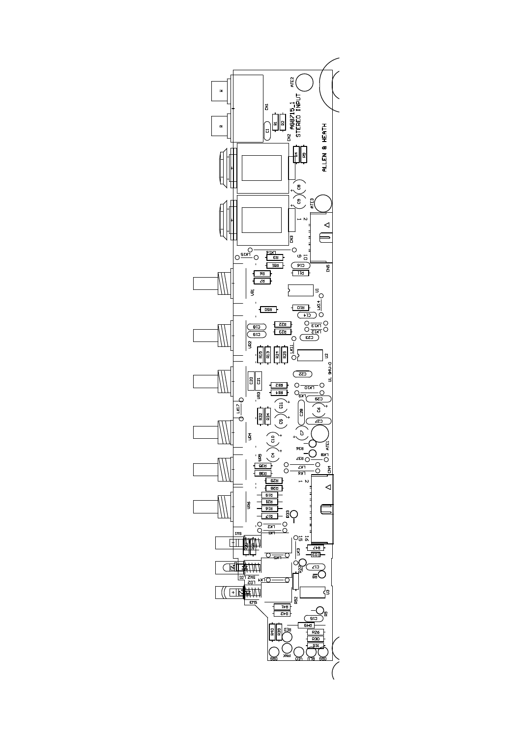AG8715_1
STEREO INPUT

ALLEN & HEATH